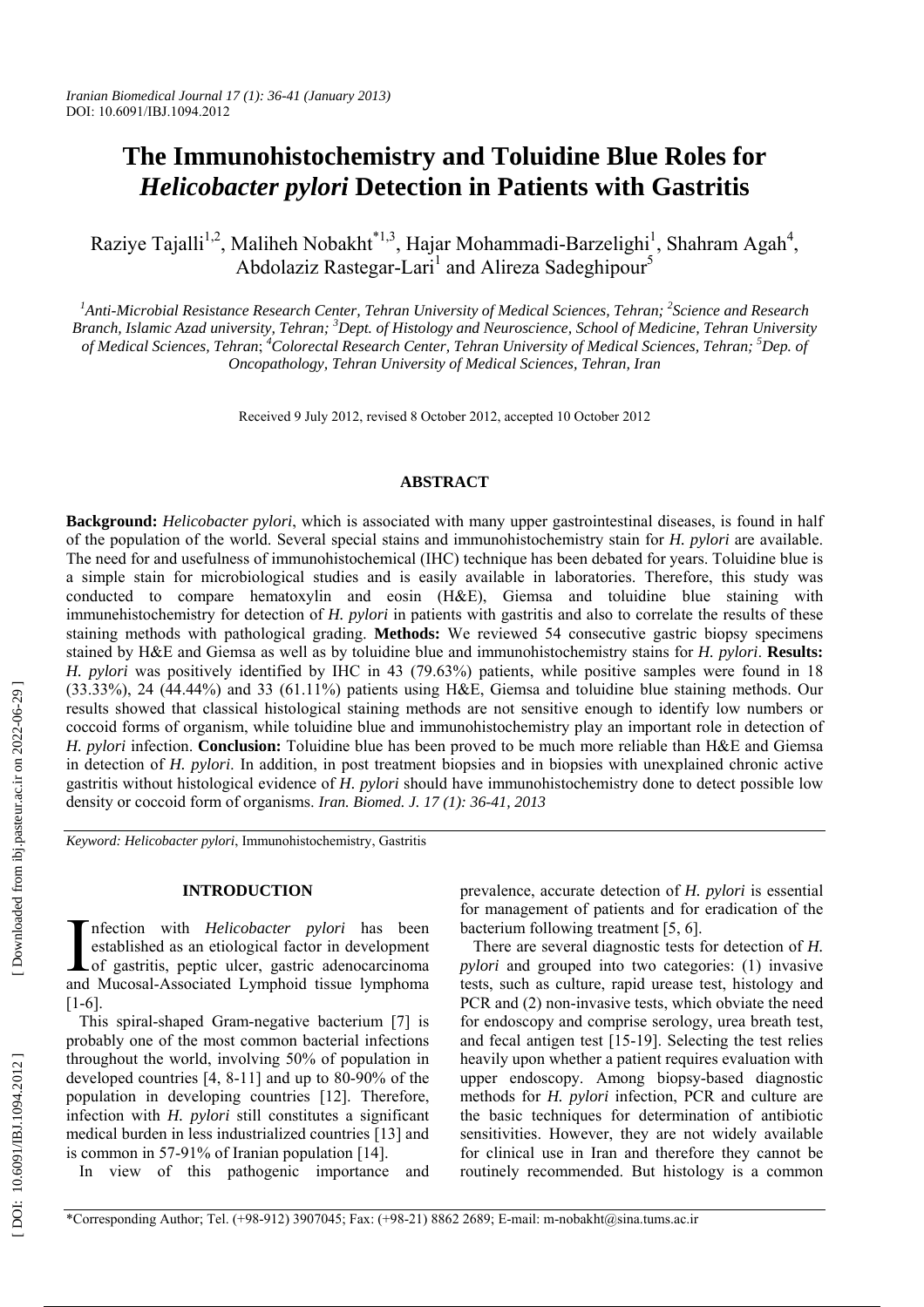# The Immunohistochemistry and Toluidine Blue Roles for *Helicobacter pylori* Detection in Patients with Gastritis

Raziye Tajalli[1,2], Maliheh Nobakht[*1,3], Hajar Mohammadi-Barzelighi[1], Shahram Agah[4], Abdolaziz Rastegar-Lari[1] and Alireza Sadeghipour[5]

[1]*Anti-Microbial Resistance Research Center, Tehran University of Medical Sciences, Tehran;* [2]*Science and Research Branch, Islamic Azad university, Tehran;* [3]*Dept. of Histology and Neuroscience, School of Medicine, Tehran University of Medical Sciences, Tehran*; [4]*Colorectal Research Center, Tehran University of Medical Sciences, Tehran;* [5]*Dep. of Oncopathology, Tehran University of Medical Sciences, Tehran, Iran*

Received 9 July 2012, revised 8 October 2012, accepted 10 October 2012

## ABSTRACT

**Background:** *Helicobacter pylori*, which is associated with many upper gastrointestinal diseases, is found in half of the population of the world. Several special stains and immunohistochemistry stain for *H. pylori* are available. The need for and usefulness of immunohistochemical (IHC) technique has been debated for years. Toluidine blue is a simple stain for microbiological studies and is easily available in laboratories. Therefore, this study was conducted to compare hematoxylin and eosin (H&E), Giemsa and toluidine blue staining with immunehistochemistry for detection of *H. pylori* in patients with gastritis and also to correlate the results of these staining methods with pathological grading. **Methods:** We reviewed 54 consecutive gastric biopsy specimens stained by H&E and Giemsa as well as by toluidine blue and immunohistochemistry stains for *H. pylori*. **Results:** *H. pylori* was positively identified by IHC in 43 (79.63%) patients, while positive samples were found in 18 (33.33%), 24 (44.44%) and 33 (61.11%) patients using H&E, Giemsa and toluidine blue staining methods. Our results showed that classical histological staining methods are not sensitive enough to identify low numbers or coccoid forms of organism, while toluidine blue and immunohistochemistry play an important role in detection of *H. pylori* infection. **Conclusion:** Toluidine blue has been proved to be much more reliable than H&E and Giemsa in detection of *H. pylori*. In addition, in post treatment biopsies and in biopsies with unexplained chronic active gastritis without histological evidence of *H. pylori* should have immunohistochemistry done to detect possible low density or coccoid form of organisms. *Iran. Biomed. J. 17 (1): 36-41, 2013*

*Keyword: Helicobacter pylori*, Immunohistochemistry, Gastritis

## INTRODUCTION

Infection with *Helicobacter pylori* has been established as an etiological factor in development of gastritis, peptic ulcer, gastric adenocarcinoma and Mucosal-Associated Lymphoid tissue lymphoma [1-6].

This spiral-shaped Gram-negative bacterium [7] is probably one of the most common bacterial infections throughout the world, involving 50% of population in developed countries [4, 8-11] and up to 80-90% of the population in developing countries [12]. Therefore, infection with *H. pylori* still constitutes a significant medical burden in less industrialized countries [13] and is common in 57-91% of Iranian population [14].

In view of this pathogenic importance and prevalence, accurate detection of *H. pylori* is essential for management of patients and for eradication of the bacterium following treatment [5, 6].

There are several diagnostic tests for detection of *H. pylori* and grouped into two categories: (1) invasive tests, such as culture, rapid urease test, histology and PCR and (2) non-invasive tests, which obviate the need for endoscopy and comprise serology, urea breath test, and fecal antigen test [15-19]. Selecting the test relies heavily upon whether a patient requires evaluation with upper endoscopy. Among biopsy-based diagnostic methods for *H. pylori* infection, PCR and culture are the basic techniques for determination of antibiotic sensitivities. However, they are not widely available for clinical use in Iran and therefore they cannot be routinely recommended. But histology is a common

*Corresponding Author; Tel. (+98-912) 3907045; Fax: (+98-21) 8862 2689; E-mail: m-nobakht@sina.tums.ac.ir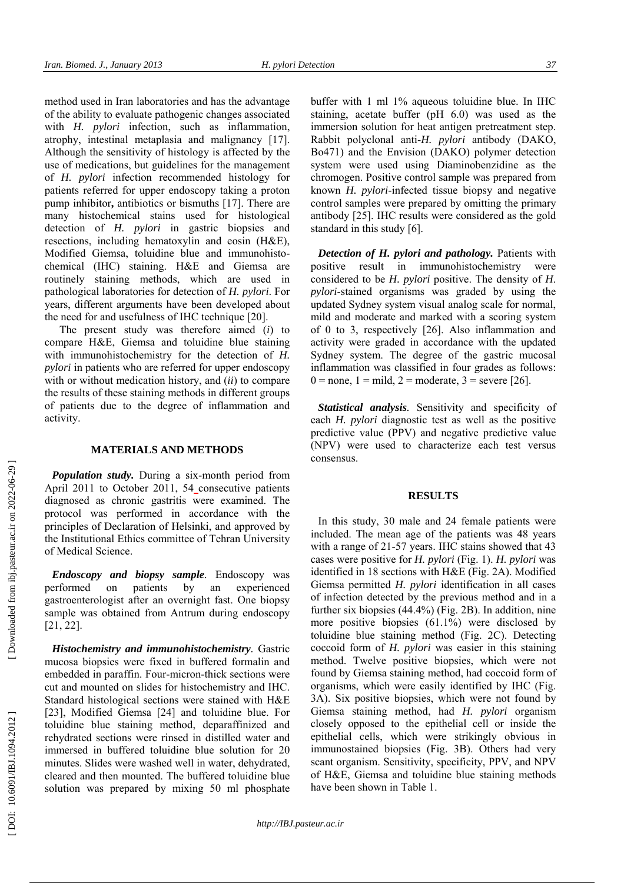method used in Iran laboratories and has the advantage of the ability to evaluate pathogenic changes associated with *H. pylori* infection, such as inflammation, atrophy, intestinal metaplasia and malignancy [17]. Although the sensitivity of histology is affected by the use of medications, but guidelines for the management of *H. pylori* infection recommended histology for patients referred for upper endoscopy taking a proton pump inhibitor**,** antibiotics or bismuths [17]. There are many histochemical stains used for histological detection of *H. pylori* in gastric biopsies and resections, including hematoxylin and eosin (H&E), Modified Giemsa, toluidine blue and immunohistochemical (IHC) staining. H&E and Giemsa are routinely staining methods, which are used in pathological laboratories for detection of *H. pylori*. For years, different arguments have been developed about the need for and usefulness of IHC technique [20].

The present study was therefore aimed (*i*) to compare H&E, Giemsa and toluidine blue staining with immunohistochemistry for the detection of *H. pylori* in patients who are referred for upper endoscopy with or without medication history, and (*ii*) to compare the results of these staining methods in different groups of patients due to the degree of inflammation and activity.

## MATERIALS AND METHODS

***Population study.*** During a six-month period from April 2011 to October 2011, 54 consecutive patients diagnosed as chronic gastritis were examined. The protocol was performed in accordance with the principles of Declaration of Helsinki, and approved by the Institutional Ethics committee of Tehran University of Medical Science.

***Endoscopy and biopsy sample*.** Endoscopy was performed on patients by an experienced gastroenterologist after an overnight fast. One biopsy sample was obtained from Antrum during endoscopy [21, 22].

***Histochemistry and immunohistochemistry*.** Gastric mucosa biopsies were fixed in buffered formalin and embedded in paraffin. Four-micron-thick sections were cut and mounted on slides for histochemistry and IHC. Standard histological sections were stained with H&E [23], Modified Giemsa [24] and toluidine blue. For toluidine blue staining method, deparaffinized and rehydrated sections were rinsed in distilled water and immersed in buffered toluidine blue solution for 20 minutes. Slides were washed well in water, dehydrated, cleared and then mounted. The buffered toluidine blue solution was prepared by mixing 50 ml phosphate buffer with 1 ml 1% aqueous toluidine blue. In IHC staining, acetate buffer (pH 6.0) was used as the immersion solution for heat antigen pretreatment step. Rabbit polyclonal anti-*H. pylori* antibody (DAKO, Bo471) and the Envision (DAKO) polymer detection system were used using Diaminobenzidine as the chromogen. Positive control sample was prepared from known *H. pylori*-infected tissue biopsy and negative control samples were prepared by omitting the primary antibody [25]. IHC results were considered as the gold standard in this study [6].

***Detection of H. pylori and pathology.*** Patients with positive result in immunohistochemistry were considered to be *H. pylori* positive. The density of *H. pylori*-stained organisms was graded by using the updated Sydney system visual analog scale for normal, mild and moderate and marked with a scoring system of 0 to 3, respectively [26]. Also inflammation and activity were graded in accordance with the updated Sydney system. The degree of the gastric mucosal inflammation was classified in four grades as follows: 0 = none, 1 = mild, 2 = moderate, 3 = severe [26].

***Statistical analysis*.** Sensitivity and specificity of each *H. pylori* diagnostic test as well as the positive predictive value (PPV) and negative predictive value (NPV) were used to characterize each test versus consensus.

## RESULTS

In this study, 30 male and 24 female patients were included. The mean age of the patients was 48 years with a range of 21-57 years. IHC stains showed that 43 cases were positive for *H. pylori* (Fig. 1). *H. pylori* was identified in 18 sections with H&E (Fig. 2A). Modified Giemsa permitted *H. pylori* identification in all cases of infection detected by the previous method and in a further six biopsies (44.4%) (Fig. 2B). In addition, nine more positive biopsies (61.1%) were disclosed by toluidine blue staining method (Fig. 2C). Detecting coccoid form of *H. pylori* was easier in this staining method. Twelve positive biopsies, which were not found by Giemsa staining method, had coccoid form of organisms, which were easily identified by IHC (Fig. 3A). Six positive biopsies, which were not found by Giemsa staining method, had *H. pylori* organism closely opposed to the epithelial cell or inside the epithelial cells, which were strikingly obvious in immunostained biopsies (Fig. 3B). Others had very scant organism. Sensitivity, specificity, PPV, and NPV of H&E, Giemsa and toluidine blue staining methods have been shown in Table 1.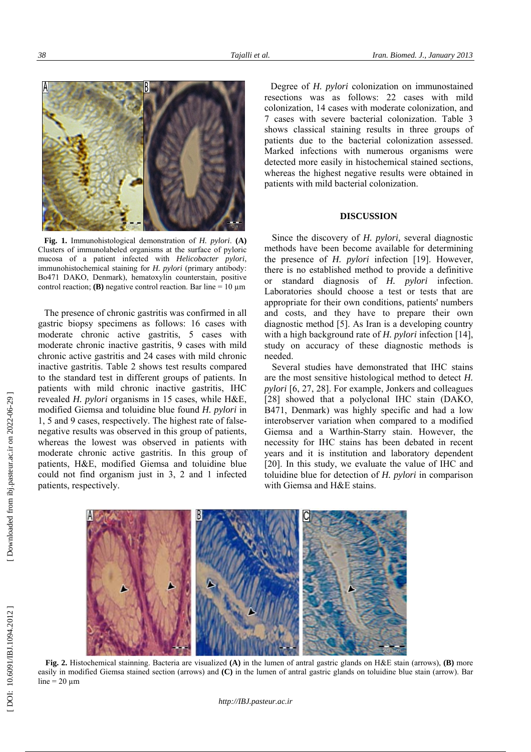**Fig. 1.** Immunohistological demonstration of *H. pylori*. **(A)** Clusters of immunolabeled organisms at the surface of pyloric mucosa of a patient infected with *Helicobacter pylori*, immunohistochemical staining for *H. pylori* (primary antibody: Bo471 DAKO, Denmark), hematoxylin counterstain, positive control reaction; **(B)** negative control reaction. Bar line = 10 µm

The presence of chronic gastritis was confirmed in all gastric biopsy specimens as follows: 16 cases with moderate chronic active gastritis, 5 cases with moderate chronic inactive gastritis, 9 cases with mild chronic active gastritis and 24 cases with mild chronic inactive gastritis. Table 2 shows test results compared to the standard test in different groups of patients. In patients with mild chronic inactive gastritis, IHC revealed *H. pylori* organisms in 15 cases, while H&E, modified Giemsa and toluidine blue found *H. pylori* in 1, 5 and 9 cases, respectively. The highest rate of false-negative results was observed in this group of patients, whereas the lowest was observed in patients with moderate chronic active gastritis. In this group of patients, H&E, modified Giemsa and toluidine blue could not find organism just in 3, 2 and 1 infected patients, respectively.

Degree of *H. pylori* colonization on immunostained resections was as follows: 22 cases with mild colonization, 14 cases with moderate colonization, and 7 cases with severe bacterial colonization. Table 3 shows classical staining results in three groups of patients due to the bacterial colonization assessed. Marked infections with numerous organisms were detected more easily in histochemical stained sections, whereas the highest negative results were obtained in patients with mild bacterial colonization.

## DISCUSSION

Since the discovery of *H. pylori,* several diagnostic methods have been become available for determining the presence of *H. pylori* infection [19]. However, there is no established method to provide a definitive or standard diagnosis of *H. pylori* infection. Laboratories should choose a test or tests that are appropriate for their own conditions, patients' numbers and costs, and they have to prepare their own diagnostic method [5]. As Iran is a developing country with a high background rate of *H. pylori* infection [14], study on accuracy of these diagnostic methods is needed.

Several studies have demonstrated that IHC stains are the most sensitive histological method to detect *H. pylori* [6, 27, 28]. For example, Jonkers and colleagues [28] showed that a polyclonal IHC stain (DAKO, B471, Denmark) was highly specific and had a low interobserver variation when compared to a modified Giemsa and a Warthin-Starry stain. However, the necessity for IHC stains has been debated in recent years and it is institution and laboratory dependent [20]. In this study, we evaluate the value of IHC and toluidine blue for detection of *H. pylori* in comparison with Giemsa and H&E stains.

**Fig. 2.** Histochemical stainning. Bacteria are visualized **(A)** in the lumen of antral gastric glands on H&E stain (arrows), **(B)** more easily in modified Giemsa stained section (arrows) and **(C)** in the lumen of antral gastric glands on toluidine blue stain (arrow). Bar line = 20 µm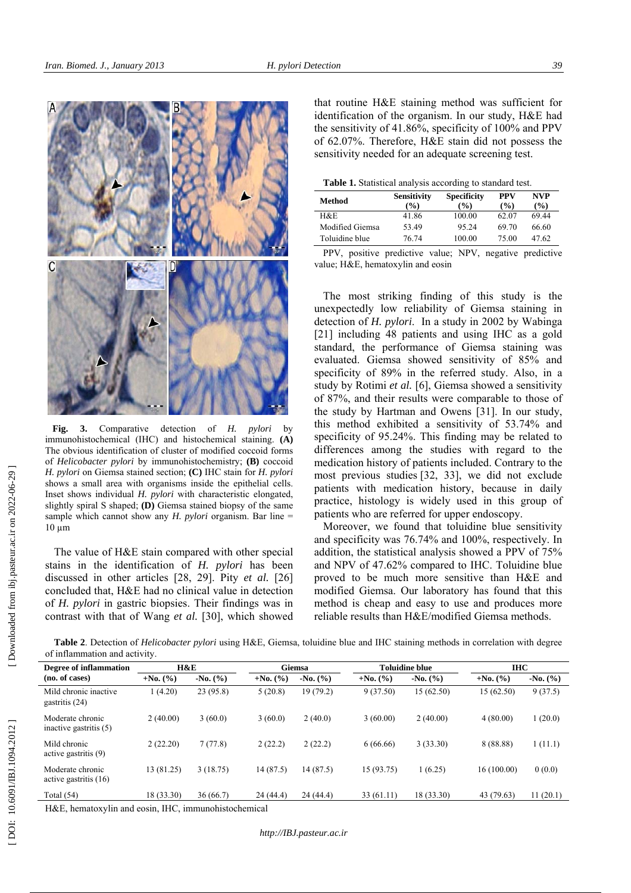**Fig. 3.** Comparative detection of *H. pylori* by immunohistochemical (IHC) and histochemical staining. **(A)** The obvious identification of cluster of modified coccoid forms of *Helicobacter pylori* by immunohistochemistry; **(B)** coccoid *H. pylori* on Giemsa stained section; **(C)** IHC stain for *H. pylori* shows a small area with organisms inside the epithelial cells. Inset shows individual *H. pylori* with characteristic elongated, slightly spiral S shaped; **(D)** Giemsa stained biopsy of the same sample which cannot show any *H. pylori* organism. Bar line = 10 µm

The value of H&E stain compared with other special stains in the identification of *H. pylori* has been discussed in other articles [28, 29]. Pity *et al.* [26] concluded that, H&E had no clinical value in detection of *H. pylori* in gastric biopsies. Their findings was in contrast with that of Wang *et al.* [30], which showed that routine H&E staining method was sufficient for identification of the organism. In our study, H&E had the sensitivity of 41.86%, specificity of 100% and PPV of 62.07%. Therefore, H&E stain did not possess the sensitivity needed for an adequate screening test.

**Table 1.** Statistical analysis according to standard test.

| Method | Sensitivity (%) | Specificity (%) | PPV (%) | NVP (%) |
|---|---|---|---|---|
| H&E | 41.86 | 100.00 | 62.07 | 69.44 |
| Modified Giemsa | 53.49 | 95.24 | 69.70 | 66.60 |
| Toluidine blue | 76.74 | 100.00 | 75.00 | 47.62 |

PPV, positive predictive value; NPV, negative predictive value; H&E, hematoxylin and eosin

The most striking finding of this study is the unexpectedly low reliability of Giemsa staining in detection of *H. pylori*. In a study in 2002 by Wabinga [21] including 48 patients and using IHC as a gold standard, the performance of Giemsa staining was evaluated. Giemsa showed sensitivity of 85% and specificity of 89% in the referred study. Also, in a study by Rotimi *et al.* [6], Giemsa showed a sensitivity of 87%, and their results were comparable to those of the study by Hartman and Owens [31]. In our study, this method exhibited a sensitivity of 53.74% and specificity of 95.24%. This finding may be related to differences among the studies with regard to the medication history of patients included. Contrary to the most previous studies [32, 33], we did not exclude patients with medication history, because in daily practice, histology is widely used in this group of patients who are referred for upper endoscopy.

Moreover, we found that toluidine blue sensitivity and specificity was 76.74% and 100%, respectively. In addition, the statistical analysis showed a PPV of 75% and NPV of 47.62% compared to IHC. Toluidine blue proved to be much more sensitive than H&E and modified Giemsa. Our laboratory has found that this method is cheap and easy to use and produces more reliable results than H&E/modified Giemsa methods.

**Table 2**. Detection of *Helicobacter pylori* using H&E, Giemsa, toluidine blue and IHC staining methods in correlation with degree of inflammation and activity.

| Degree of inflammation (no. of cases) | H&E | | Giemsa | | Toluidine blue | | IHC | |
|---|---|---|---|---|---|---|---|---|
| | +No. (%) | -No. (%) | +No. (%) | -No. (%) | +No. (%) | -No. (%) | +No. (%) | -No. (%) |
| Mild chronic inactive gastritis (24) | 1 (4.20) | 23 (95.8) | 5 (20.8) | 19 (79.2) | 9 (37.50) | 15 (62.50) | 15 (62.50) | 9 (37.5) |
| Moderate chronic inactive gastritis (5) | 2 (40.00) | 3 (60.0) | 3 (60.0) | 2 (40.0) | 3 (60.00) | 2 (40.00) | 4 (80.00) | 1 (20.0) |
| Mild chronic active gastritis (9) | 2 (22.20) | 7 (77.8) | 2 (22.2) | 2 (22.2) | 6 (66.66) | 3 (33.30) | 8 (88.88) | 1 (11.1) |
| Moderate chronic active gastritis (16) | 13 (81.25) | 3 (18.75) | 14 (87.5) | 14 (87.5) | 15 (93.75) | 1 (6.25) | 16 (100.00) | 0 (0.0) |
| Total (54) | 18 (33.30) | 36 (66.7) | 24 (44.4) | 24 (44.4) | 33 (61.11) | 18 (33.30) | 43 (79.63) | 11 (20.1) |

H&E, hematoxylin and eosin, IHC, immunohistochemical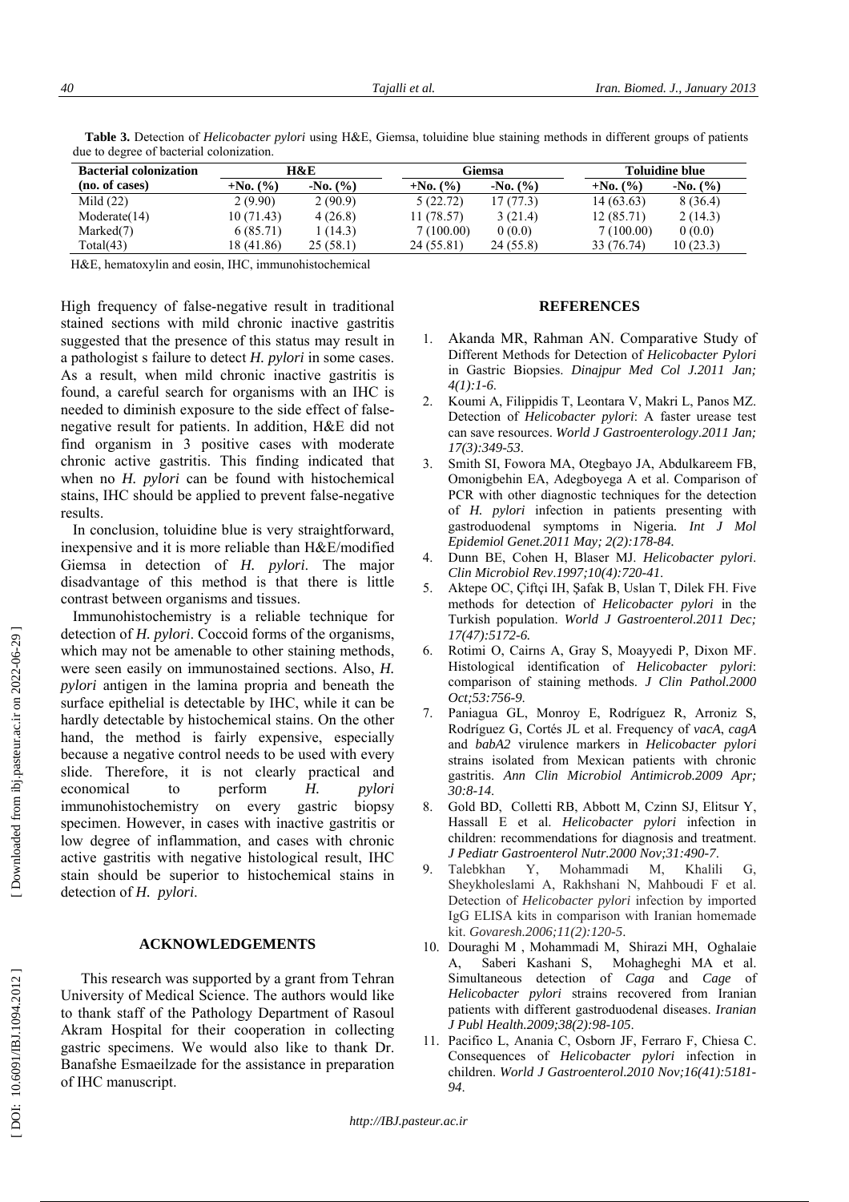**Table 3.** Detection of *Helicobacter pylori* using H&E, Giemsa, toluidine blue staining methods in different groups of patients due to degree of bacterial colonization.

| Bacterial colonization (no. of cases) | H&E | | Giemsa | | Toluidine blue | |
|---|---|---|---|---|---|---|
| | +No. (%) | -No. (%) | +No. (%) | -No. (%) | +No. (%) | -No. (%) |
| Mild (22) | 2 (9.90) | 2 (90.9) | 5 (22.72) | 17 (77.3) | 14 (63.63) | 8 (36.4) |
| Moderate(14) | 10 (71.43) | 4 (26.8) | 11 (78.57) | 3 (21.4) | 12 (85.71) | 2 (14.3) |
| Marked(7) | 6 (85.71) | 1 (14.3) | 7 (100.00) | 0 (0.0) | 7 (100.00) | 0 (0.0) |
| Total(43) | 18 (41.86) | 25 (58.1) | 24 (55.81) | 24 (55.8) | 33 (76.74) | 10 (23.3) |

H&E, hematoxylin and eosin, IHC, immunohistochemical

High frequency of false-negative result in traditional stained sections with mild chronic inactive gastritis suggested that the presence of this status may result in a pathologist s failure to detect *H. pylori* in some cases. As a result, when mild chronic inactive gastritis is found, a careful search for organisms with an IHC is needed to diminish exposure to the side effect of false-negative result for patients. In addition, H&E did not find organism in 3 positive cases with moderate chronic active gastritis. This finding indicated that when no *H. pylori* can be found with histochemical stains, IHC should be applied to prevent false-negative results.

In conclusion, toluidine blue is very straightforward, inexpensive and it is more reliable than H&E/modified Giemsa in detection of *H. pylori*. The major disadvantage of this method is that there is little contrast between organisms and tissues.

Immunohistochemistry is a reliable technique for detection of *H. pylori*. Coccoid forms of the organisms, which may not be amenable to other staining methods, were seen easily on immunostained sections. Also, *H. pylori* antigen in the lamina propria and beneath the surface epithelial is detectable by IHC, while it can be hardly detectable by histochemical stains. On the other hand, the method is fairly expensive, especially because a negative control needs to be used with every slide. Therefore, it is not clearly practical and economical to perform *H. pylori* immunohistochemistry on every gastric biopsy specimen. However, in cases with inactive gastritis or low degree of inflammation, and cases with chronic active gastritis with negative histological result, IHC stain should be superior to histochemical stains in detection of *H. pylori*.

## ACKNOWLEDGEMENTS

This research was supported by a grant from Tehran University of Medical Science. The authors would like to thank staff of the Pathology Department of Rasoul Akram Hospital for their cooperation in collecting gastric specimens. We would also like to thank Dr. Banafshe Esmaeilzade for the assistance in preparation of IHC manuscript.

## REFERENCES

1. Akanda MR, Rahman AN. Comparative Study of Different Methods for Detection of *Helicobacter Pylori* in Gastric Biopsies. *Dinajpur Med Col J.2011 Jan; 4(1):1-6*.
2. Koumi A, Filippidis T, Leontara V, Makri L, Panos MZ. Detection of *Helicobacter pylori*: A faster urease test can save resources. *World J Gastroenterology.2011 Jan; 17(3):349-53*.
3. Smith SI, Fowora MA, Otegbayo JA, Abdulkareem FB, Omonigbehin EA, Adegboyega A et al. Comparison of PCR with other diagnostic techniques for the detection of *H. pylori* infection in patients presenting with gastroduodenal symptoms in Nigeria. *Int J Mol Epidemiol Genet.2011 May; 2(2):178-84.*
4. Dunn BE, Cohen H, Blaser MJ. *Helicobacter pylori*. *Clin Microbiol Rev.1997;10(4):720-41.*
5. Aktepe OC, Çiftçi IH, Şafak B, Uslan T, Dilek FH. Five methods for detection of *Helicobacter pylori* in the Turkish population. *World J Gastroenterol.2011 Dec; 17(47):5172-6.*
6. Rotimi O, Cairns A, Gray S, Moayyedi P, Dixon MF. Histological identification of *Helicobacter pylori*: comparison of staining methods. *J Clin Pathol.2000 Oct;53:756-9*.
7. Paniagua GL, Monroy E, Rodríguez R, Arroniz S, Rodríguez G, Cortés JL et al. Frequency of *vacA*, *cagA* and *babA2* virulence markers in *Helicobacter pylori* strains isolated from Mexican patients with chronic gastritis. *Ann Clin Microbiol Antimicrob.2009 Apr; 30:8-14.*
8. Gold BD, Colletti RB, Abbott M, Czinn SJ, Elitsur Y, Hassall E et al. *Helicobacter pylori* infection in children: recommendations for diagnosis and treatment. *J Pediatr Gastroenterol Nutr.2000 Nov;31:490-7*.
9. Talebkhan Y, Mohammadi M, Khalili G, Sheykholeslami A, Rakhshani N, Mahboudi F et al. Detection of *Helicobacter pylori* infection by imported IgG ELISA kits in comparison with Iranian homemade kit. *Govaresh.2006;11(2):120-5*.
10. Douraghi M , Mohammadi M, Shirazi MH, Oghalaie A, Saberi Kashani S, Mohagheghi MA et al. Simultaneous detection of *Caga* and *Cage* of *Helicobacter pylori* strains recovered from Iranian patients with different gastroduodenal diseases. *Iranian J Publ Health.2009;38(2):98-105*.
11. Pacifico L, Anania C, Osborn JF, Ferraro F, Chiesa C. Consequences of *Helicobacter pylori* infection in children. *World J Gastroenterol.2010 Nov;16(41):5181-94*.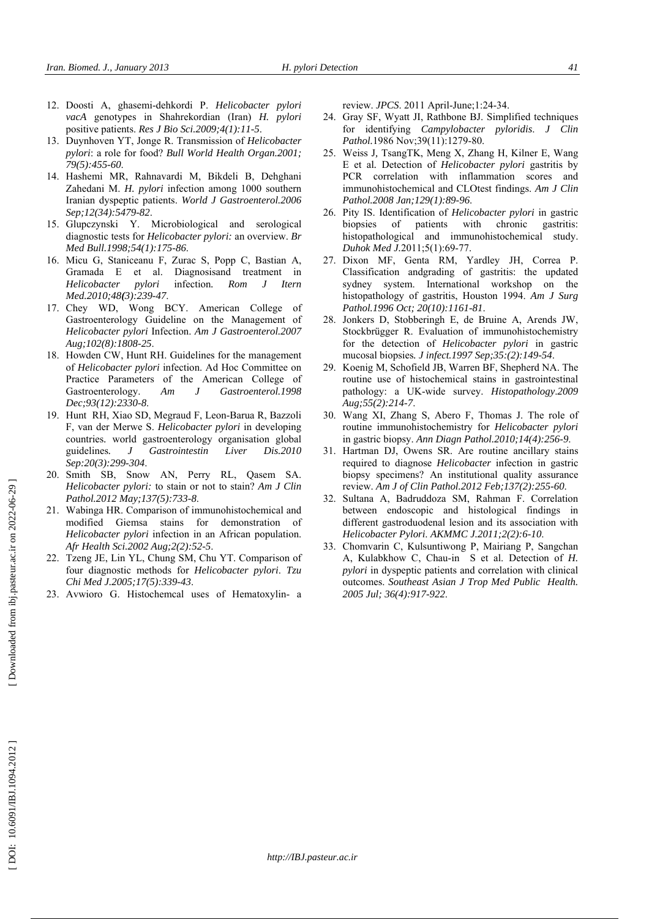12. Doosti A, ghasemi-dehkordi P. *Helicobacter pylori vacA* genotypes in Shahrekordian (Iran) *H. pylori* positive patients. *Res J Bio Sci.2009;4(1):11-5*.
13. Duynhoven YT, Jonge R. Transmission of *Helicobacter pylori*: a role for food? *Bull World Health Organ.2001; 79(5):455-60*.
14. Hashemi MR, Rahnavardi M, Bikdeli B, Dehghani Zahedani M. *H. pylori* infection among 1000 southern Iranian dyspeptic patients. *World J Gastroenterol.2006 Sep;12(34):5479-82*.
15. Glupczynski Y. Microbiological and serological diagnostic tests for *Helicobacter pylori:* an overview. *Br Med Bull.1998;54(1):175-86*.
16. Micu G, Staniceanu F, Zurac S, Popp C, Bastian A, Gramada E et al. Diagnosisand treatment in *Helicobacter pylori* infection*. Rom J Itern Med.2010;48(3):239-47*.
17. Chey WD, Wong BCY. American College of Gastroenterology Guideline on the Management of *Helicobacter pylori* Infection. *Am J Gastroenterol.2007 Aug;102(8):1808-25*.
18. Howden CW, Hunt RH. Guidelines for the management of *Helicobacter pylori* infection. Ad Hoc Committee on Practice Parameters of the American College of Gastroenterology. *Am J Gastroenterol.1998 Dec;93(12):2330-8*.
19. Hunt RH, Xiao SD, Megraud F, Leon-Barua R, Bazzoli F, van der Merwe S. *Helicobacter pylori* in developing countries. world gastroenterology organisation global guidelines*. J Gastrointestin Liver Dis.2010 Sep:20(3):299-304*.
20. Smith SB, Snow AN, Perry RL, Qasem SA. *Helicobacter pylori:* to stain or not to stain? *Am J Clin Pathol.2012 May;137(5):733-8*.
21. Wabinga HR. Comparison of immunohistochemical and modified Giemsa stains for demonstration of *Helicobacter pylori* infection in an African population. *Afr Health Sci.2002 Aug;2(2):52-5*.
22. Tzeng JE, Lin YL, Chung SM, Chu YT. Comparison of four diagnostic methods for *Helicobacter pylori*. *Tzu Chi Med J.2005;17(5):339-43*.
23. Avwioro G. Histochemcal uses of Hematoxylin- a review. *JPCS*. 2011 April-June;1:24-34.
24. Gray SF, Wyatt JI, Rathbone BJ. Simplified techniques for identifying *Campylobacter pyloridis*. *J Clin Pathol.*1986 Nov;39(11):1279-80.
25. Weiss J, TsangTK, Meng X, Zhang H, Kilner E, Wang E et al. Detection of *Helicobacter pylori* gastritis by PCR correlation with inflammation scores and immunohistochemical and CLOtest findings. *Am J Clin Pathol.2008 Jan;129(1):89-96*.
26. Pity IS. Identification of *Helicobacter pylori* in gastric biopsies of patients with chronic gastritis: histopathological and immunohistochemical study. *Duhok Med J.*2011;5(1):69-77.
27. Dixon MF, Genta RM, Yardley JH, Correa P. Classification andgrading of gastritis: the updated sydney system. International workshop on the histopathology of gastritis, Houston 1994. *Am J Surg Pathol.1996 Oct; 20(10):1161-81*.
28. Jonkers D, Stobberingh E, de Bruine A, Arends JW, Stockbrügger R. Evaluation of immunohistochemistry for the detection of *Helicobacter pylori* in gastric mucosal biopsies*. J infect.1997 Sep;35:(2):149-54*.
29. Koenig M, Schofield JB, Warren BF, Shepherd NA. The routine use of histochemical stains in gastrointestinal pathology: a UK-wide survey. *Histopathology.2009 Aug;55(2):214-7*.
30. Wang XI, Zhang S, Abero F, Thomas J. The role of routine immunohistochemistry for *Helicobacter pylori* in gastric biopsy. *Ann Diagn Pathol.2010;14(4):256-9*.
31. Hartman DJ, Owens SR. Are routine ancillary stains required to diagnose *Helicobacter* infection in gastric biopsy specimens? An institutional quality assurance review. *Am J of Clin Pathol.2012 Feb;137(2):255-60*.
32. Sultana A, Badruddoza SM, Rahman F. Correlation between endoscopic and histological findings in different gastroduodenal lesion and its association with *Helicobacter Pylori*. *AKMMC J.2011;2(2):6-10*.
33. Chomvarin C, Kulsuntiwong P, Mairiang P, Sangchan A, Kulabkhow C, Chau-in S et al. Detection of *H. pylori* in dyspeptic patients and correlation with clinical outcomes. *Southeast Asian J Trop Med Public Health. 2005 Jul; 36(4):917-922*.